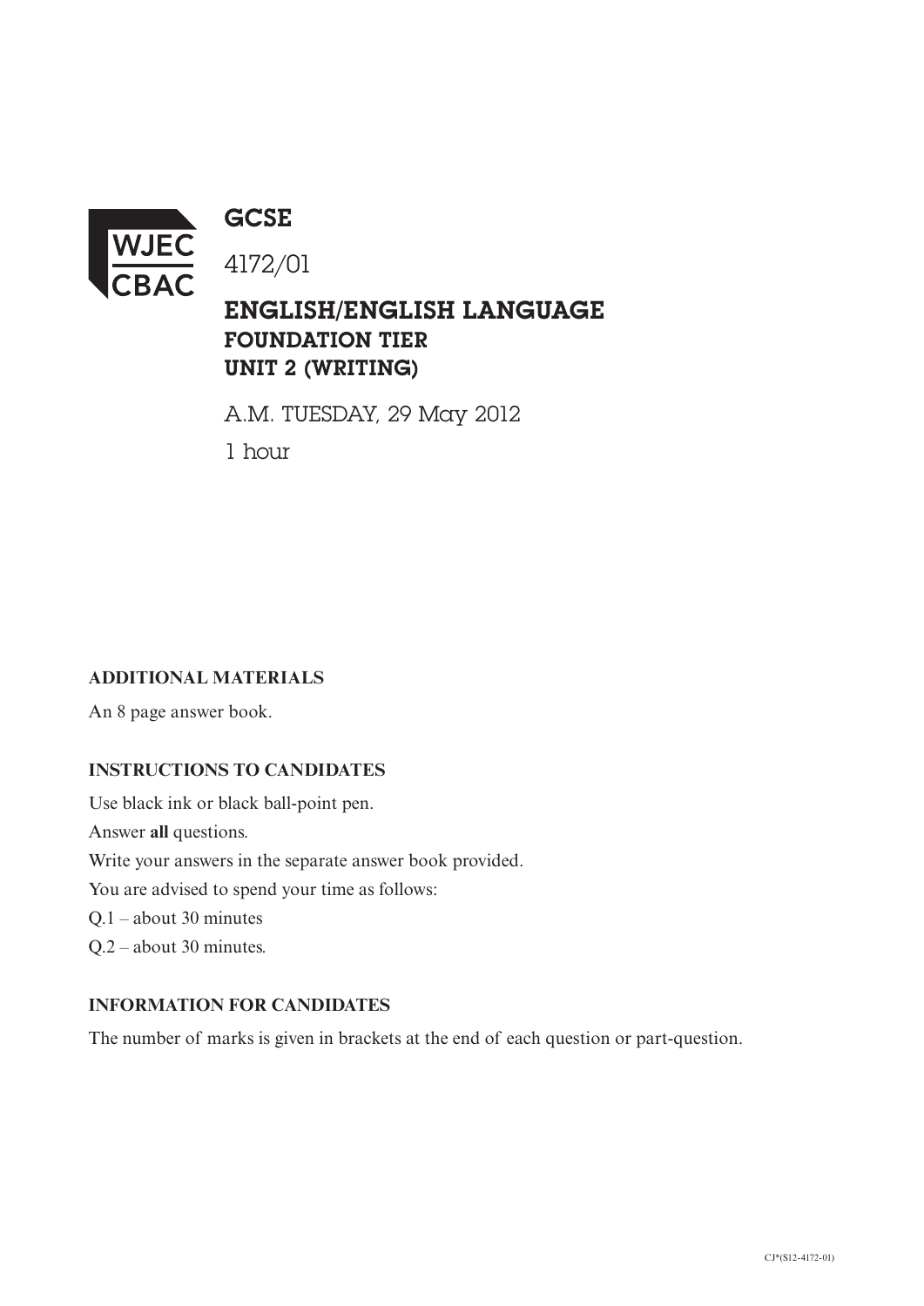WJEC CBAC

# GCSE

4172/01

## ENGLISH/ENGLISH LANGUAGE
## FOUNDATION TIER
## UNIT 2 (WRITING)

A.M. TUESDAY, 29 May 2012

1 hour

**ADDITIONAL MATERIALS**

An 8 page answer book.

**INSTRUCTIONS TO CANDIDATES**

Use black ink or black ball-point pen.

Answer **all** questions.

Write your answers in the separate answer book provided.

You are advised to spend your time as follows:

Q.1 – about 30 minutes

Q.2 – about 30 minutes.

**INFORMATION FOR CANDIDATES**

The number of marks is given in brackets at the end of each question or part-question.

CJ*(S12-4172-01)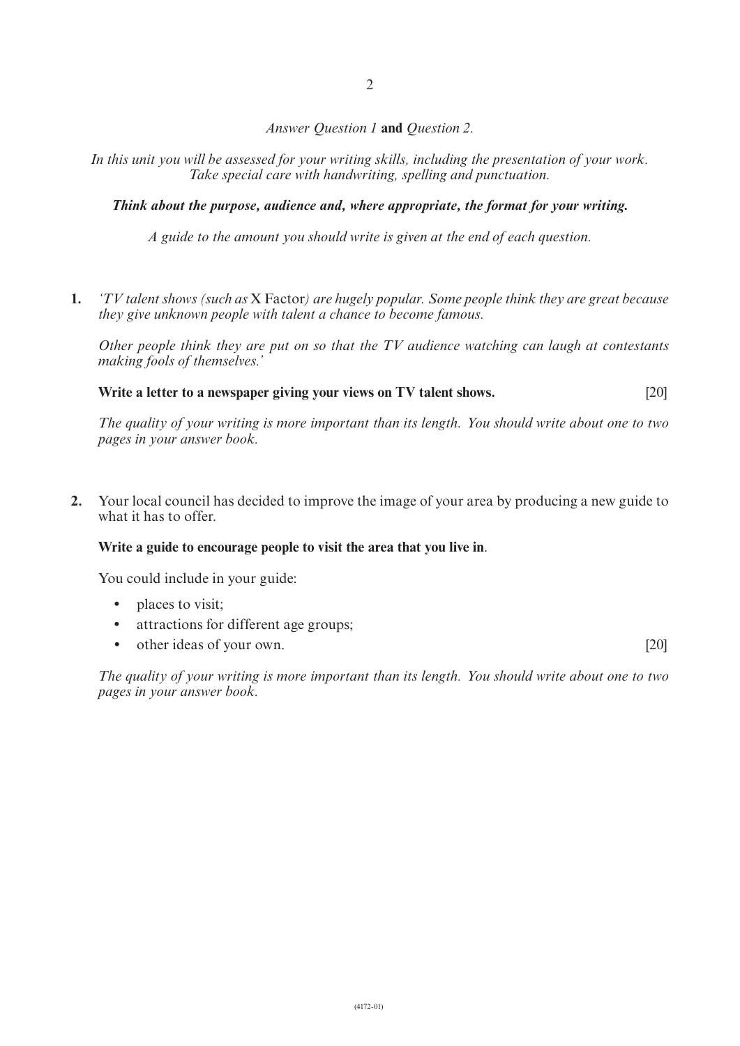*Answer Question 1* **and** *Question 2.*

*In this unit you will be assessed for your writing skills, including the presentation of your work. Take special care with handwriting, spelling and punctuation.*

***Think about the purpose, audience and, where appropriate, the format for your writing.***

*A guide to the amount you should write is given at the end of each question.*

**1.** *'TV talent shows (such as* X Factor*) are hugely popular. Some people think they are great because they give unknown people with talent a chance to become famous.*

*Other people think they are put on so that the TV audience watching can laugh at contestants making fools of themselves.'*

**Write a letter to a newspaper giving your views on TV talent shows.** [20]

*The quality of your writing is more important than its length. You should write about one to two pages in your answer book.*

**2.** Your local council has decided to improve the image of your area by producing a new guide to what it has to offer.

**Write a guide to encourage people to visit the area that you live in**.

You could include in your guide:

- places to visit;
- attractions for different age groups;
- other ideas of your own. [20]

*The quality of your writing is more important than its length. You should write about one to two pages in your answer book.*